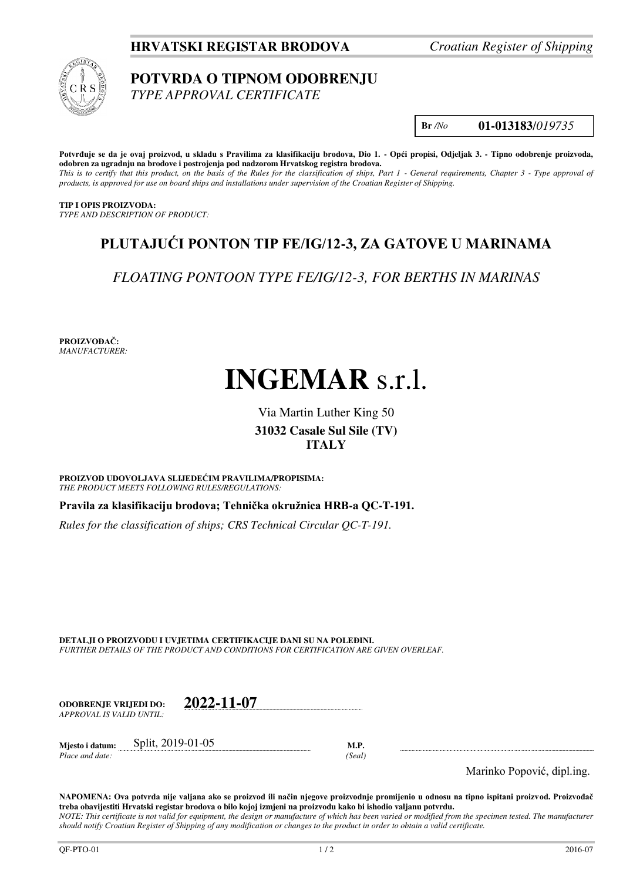**HRVATSKI REGISTAR BRODOVA** *Croatian Register of Shipping*

# POTVRDA O TIPNOM ODOBRENJU
*TYPE APPROVAL CERTIFICATE*

**Br** */No* **01-013183/***019735*

**Potvrđuje se da je ovaj proizvod, u skladu s Pravilima za klasifikaciju brodova, Dio 1. - Opći propisi, Odjeljak 3. - Tipno odobrenje proizvoda, odobren za ugradnju na brodove i postrojenja pod nadzorom Hrvatskog registra brodova.**
*This is to certify that this product, on the basis of the Rules for the classification of ships, Part 1 - General requirements, Chapter 3 - Type approval of products, is approved for use on board ships and installations under supervision of the Croatian Register of Shipping.*

**TIP I OPIS PROIZVODA:**
*TYPE AND DESCRIPTION OF PRODUCT:*

## PLUTAJUĆI PONTON TIP FE/IG/12-3, ZA GATOVE U MARINAMA

*FLOATING PONTOON TYPE FE/IG/12-3, FOR BERTHS IN MARINAS*

**PROIZVOĐAČ:**
*MANUFACTURER:*

# INGEMAR s.r.l.

Via Martin Luther King 50
**31032 Casale Sul Sile (TV)**
**ITALY**

**PROIZVOD UDOVOLJAVA SLIJEDEĆIM PRAVILIMA/PROPISIMA:**
*THE PRODUCT MEETS FOLLOWING RULES/REGULATIONS:*

**Pravila za klasifikaciju brodova; Tehnička okružnica HRB-a QC-T-191.**

*Rules for the classification of ships; CRS Technical Circular QC-T-191.*

**DETALJI O PROIZVODU I UVJETIMA CERTIFIKACIJE DANI SU NA POLEĐINI.**
*FURTHER DETAILS OF THE PRODUCT AND CONDITIONS FOR CERTIFICATION ARE GIVEN OVERLEAF.*

**ODOBRENJE VRIJEDI DO:** **2022-11-07**
*APPROVAL IS VALID UNTIL:*

**Mjesto i datum:** Split, 2019-01-05
*Place and date:*

**M.P.**
*(Seal)*

Marinko Popović, dipl.ing.

**NAPOMENA: Ova potvrda nije valjana ako se proizvod ili način njegove proizvodnje promijenio u odnosu na tipno ispitani proizvod. Proizvođač treba obavijestiti Hrvatski registar brodova o bilo kojoj izmjeni na proizvodu kako bi ishodio valjanu potvrdu.**
*NOTE: This certificate is not valid for equipment, the design or manufacture of which has been varied or modified from the specimen tested. The manufacturer should notify Croatian Register of Shipping of any modification or changes to the product in order to obtain a valid certificate.*

QF-PTO-01 2016-07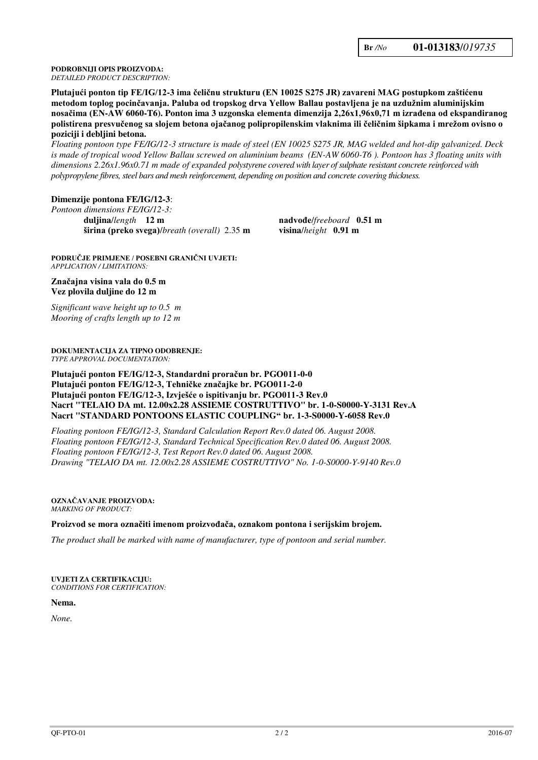**Br** */No* **01-013183/***019735*

**PODROBNIJI OPIS PROIZVODA:**
*DETAILED PRODUCT DESCRIPTION:*

**Plutajući ponton tip FE/IG/12-3 ima čeličnu strukturu (EN 10025 S275 JR) zavareni MAG postupkom zaštićenu metodom toplog pocinčavanja. Paluba od tropskog drva Yellow Ballau postavljena je na uzdužnim aluminijskim nosačima (EN-AW 6060-T6). Ponton ima 3 uzgonska elementa dimenzija 2,26x1,96x0,71 m izrađena od ekspandiranog polistirena presvučenog sa slojem betona ojačanog polipropilenskim vlaknima ili čeličnim šipkama i mrežom ovisno o poziciji i debljini betona.**

*Floating pontoon type FE/IG/12-3 structure is made of steel (EN 10025 S275 JR, MAG welded and hot-dip galvanized. Deck is made of tropical wood Yellow Ballau screwed on aluminium beams (EN-AW 6060-T6 ). Pontoon has 3 floating units with dimensions 2.26x1.96x0.71 m made of expanded polystyrene covered with layer of sulphate resistant concrete reinforced with polypropylene fibres, steel bars and mesh reinforcement, depending on position and concrete covering thickness.*

**Dimenzije pontona FE/IG/12-3**:
*Pontoon dimensions FE/IG/12-3:*

**duljina/***length* **12 m**
**širina (preko svega)/***breath (overall)* 2.35 **m**
**nadvođe/***freeboard* **0.51 m**
**visina/***height* **0.91 m**

**PODRUČJE PRIMJENE / POSEBNI GRANIČNI UVJETI:**
*APPLICATION / LIMITATIONS:*

**Značajna visina vala do 0.5 m**
**Vez plovila duljine do 12 m**

*Significant wave height up to 0.5 m*
*Mooring of crafts length up to 12 m*

**DOKUMENTACIJA ZA TIPNO ODOBRENJE:**
*TYPE APPROVAL DOCUMENTATION:*

**Plutajući ponton FE/IG/12-3, Standardni proračun br. PGO011-0-0**
**Plutajući ponton FE/IG/12-3, Tehničke značajke br. PGO011-2-0**
**Plutajući ponton FE/IG/12-3, Izvješće o ispitivanju br. PGO011-3 Rev.0**
**Nacrt "TELAIO DA mt. 12.00x2.28 ASSIEME COSTRUTTIVO" br. 1-0-S0000-Y-3131 Rev.A**
**Nacrt "STANDARD PONTOONS ELASTIC COUPLING" br. 1-3-S0000-Y-6058 Rev.0**

*Floating pontoon FE/IG/12-3, Standard Calculation Report Rev.0 dated 06. August 2008.*
*Floating pontoon FE/IG/12-3, Standard Technical Specification Rev.0 dated 06. August 2008.*
*Floating pontoon FE/IG/12-3, Test Report Rev.0 dated 06. August 2008.*
*Drawing "TELAIO DA mt. 12.00x2.28 ASSIEME COSTRUTTIVO" No. 1-0-S0000-Y-9140 Rev.0*

**OZNAČAVANJE PROIZVODA:**
*MARKING OF PRODUCT:*

**Proizvod se mora označiti imenom proizvođača, oznakom pontona i serijskim brojem.**

*The product shall be marked with name of manufacturer, type of pontoon and serial number.*

**UVJETI ZA CERTIFIKACIJU:**
*CONDITIONS FOR CERTIFICATION:*

**Nema.**

*None.*